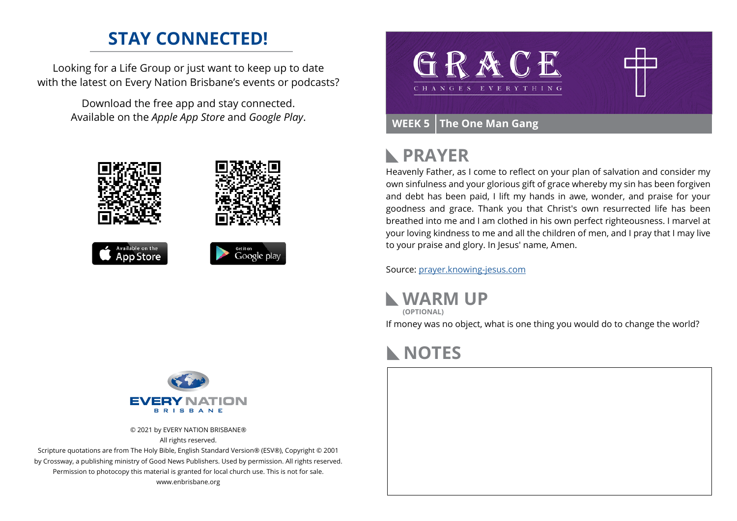## STAY CONNECTED!

Looking for a Life Group or just want to keep up to date with the latest on Every Nation Brisbane's events or podcasts?

Download the free app and stay connected. Available on the *Apple App Store* and *Google Play*.

© 2021 by EVERY NATION BRISBANE®
All rights reserved.
Scripture quotations are from The Holy Bible, English Standard Version® (ESV®), Copyright © 2001 by Crossway, a publishing ministry of Good News Publishers. Used by permission. All rights reserved.
Permission to photocopy this material is granted for local church use. This is not for sale.
www.enbrisbane.org

# GRACE

CHANGES EVERYTHING

**WEEK 5** | **The One Man Gang**

## PRAYER

Heavenly Father, as I come to reflect on your plan of salvation and consider my own sinfulness and your glorious gift of grace whereby my sin has been forgiven and debt has been paid, I lift my hands in awe, wonder, and praise for your goodness and grace. Thank you that Christ's own resurrected life has been breathed into me and I am clothed in his own perfect righteousness. I marvel at your loving kindness to me and all the children of men, and I pray that I may live to your praise and glory. In Jesus' name, Amen.

Source: prayer.knowing-jesus.com

## WARM UP
**(OPTIONAL)**

If money was no object, what is one thing you would do to change the world?

## NOTES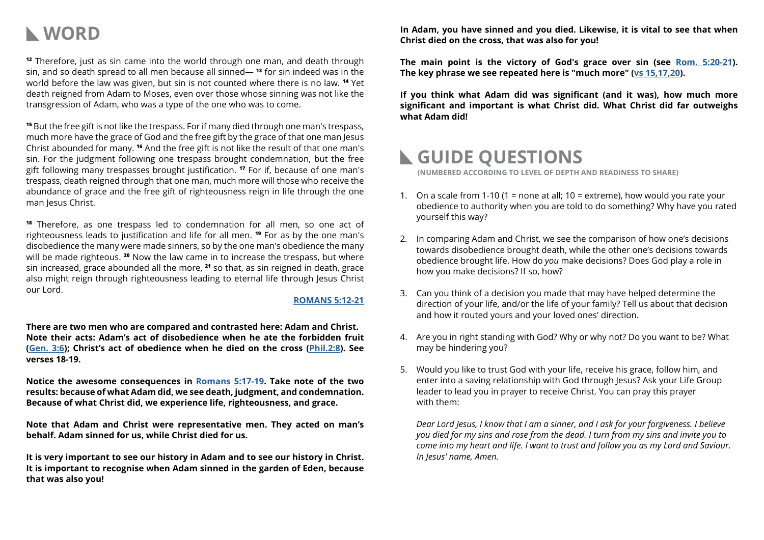# WORD

[12] Therefore, just as sin came into the world through one man, and death through sin, and so death spread to all men because all sinned— [13] for sin indeed was in the world before the law was given, but sin is not counted where there is no law. [14] Yet death reigned from Adam to Moses, even over those whose sinning was not like the transgression of Adam, who was a type of the one who was to come.

[15] But the free gift is not like the trespass. For if many died through one man's trespass, much more have the grace of God and the free gift by the grace of that one man Jesus Christ abounded for many. [16] And the free gift is not like the result of that one man's sin. For the judgment following one trespass brought condemnation, but the free gift following many trespasses brought justification. [17] For if, because of one man's trespass, death reigned through that one man, much more will those who receive the abundance of grace and the free gift of righteousness reign in life through the one man Jesus Christ.

[18] Therefore, as one trespass led to condemnation for all men, so one act of righteousness leads to justification and life for all men. [19] For as by the one man's disobedience the many were made sinners, so by the one man's obedience the many will be made righteous. [20] Now the law came in to increase the trespass, but where sin increased, grace abounded all the more, [21] so that, as sin reigned in death, grace also might reign through righteousness leading to eternal life through Jesus Christ our Lord.

**ROMANS 5:12-21**

**There are two men who are compared and contrasted here: Adam and Christ. Note their acts: Adam's act of disobedience when he ate the forbidden fruit (Gen. 3:6); Christ's act of obedience when he died on the cross (Phil.2:8). See verses 18-19.**

**Notice the awesome consequences in Romans 5:17-19. Take note of the two results: because of what Adam did, we see death, judgment, and condemnation. Because of what Christ did, we experience life, righteousness, and grace.**

**Note that Adam and Christ were representative men. They acted on man's behalf. Adam sinned for us, while Christ died for us.**

**It is very important to see our history in Adam and to see our history in Christ. It is important to recognise when Adam sinned in the garden of Eden, because that was also you!**

**In Adam, you have sinned and you died. Likewise, it is vital to see that when Christ died on the cross, that was also for you!**

**The main point is the victory of God's grace over sin (see Rom. 5:20-21). The key phrase we see repeated here is "much more" (vs 15,17,20).**

**If you think what Adam did was significant (and it was), how much more significant and important is what Christ did. What Christ did far outweighs what Adam did!**

# GUIDE QUESTIONS

**(NUMBERED ACCORDING TO LEVEL OF DEPTH AND READINESS TO SHARE)**

1. On a scale from 1-10 (1 = none at all; 10 = extreme), how would you rate your obedience to authority when you are told to do something? Why have you rated yourself this way?

2. In comparing Adam and Christ, we see the comparison of how one's decisions towards disobedience brought death, while the other one's decisions towards obedience brought life. How do *you* make decisions? Does God play a role in how you make decisions? If so, how?

3. Can you think of a decision you made that may have helped determine the direction of your life, and/or the life of your family? Tell us about that decision and how it routed yours and your loved ones' direction.

4. Are you in right standing with God? Why or why not? Do you want to be? What may be hindering you?

5. Would you like to trust God with your life, receive his grace, follow him, and enter into a saving relationship with God through Jesus? Ask your Life Group leader to lead you in prayer to receive Christ. You can pray this prayer with them:

   *Dear Lord Jesus, I know that I am a sinner, and I ask for your forgiveness. I believe you died for my sins and rose from the dead. I turn from my sins and invite you to come into my heart and life. I want to trust and follow you as my Lord and Saviour. In Jesus' name, Amen.*